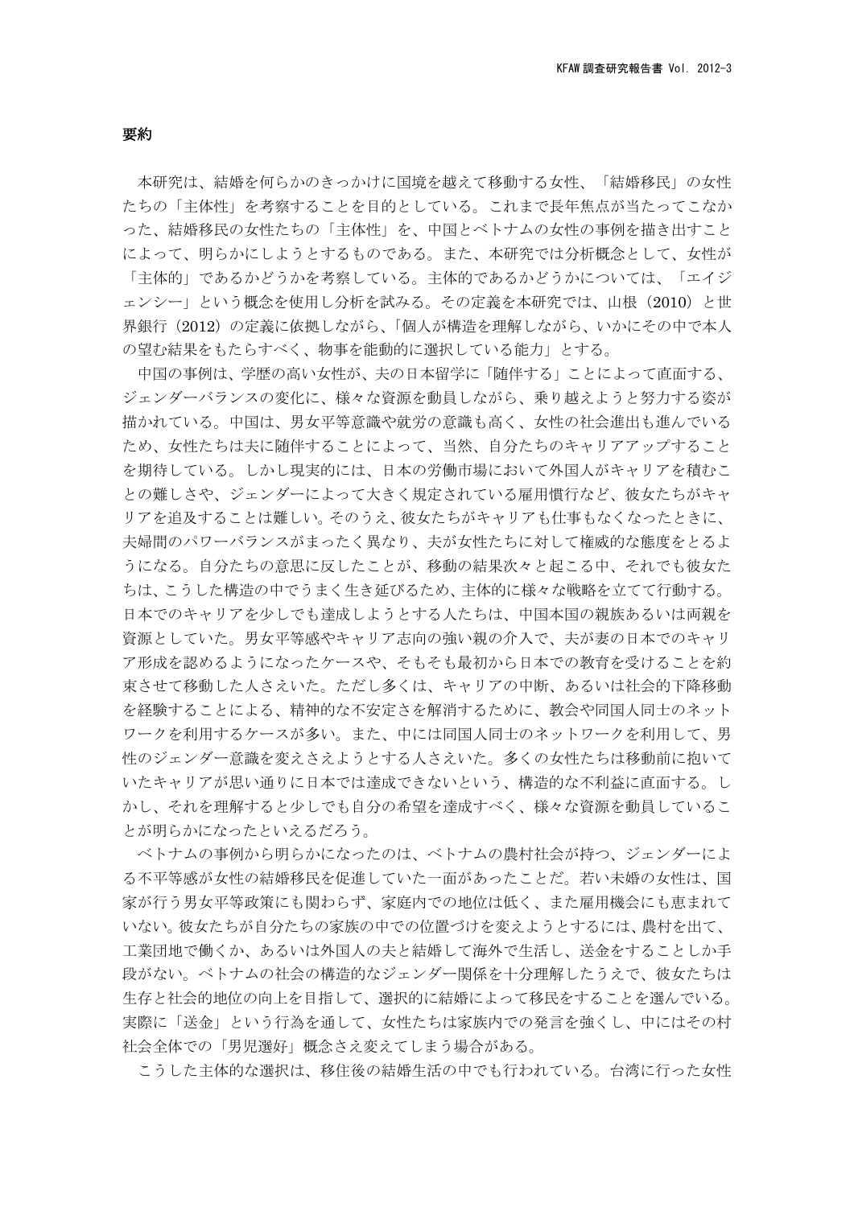## 要約

本研究は、結婚を何らかのきっかけに国境を越えて移動する女性、「結婚移民」の女性たちの「主体性」を考察することを目的としている。これまで長年焦点が当たってこなかった、結婚移民の女性たちの「主体性」を、中国とベトナムの女性の事例を描き出すことによって、明らかにしようとするものである。また、本研究では分析概念として、女性が「主体的」であるかどうかを考察している。主体的であるかどうかについては、「エイジェンシー」という概念を使用し分析を試みる。その定義を本研究では、山根（2010）と世界銀行（2012）の定義に依拠しながら、「個人が構造を理解しながら、いかにその中で本人の望む結果をもたらすべく、物事を能動的に選択している能力」とする。

中国の事例は、学歴の高い女性が、夫の日本留学に「随伴する」ことによって直面する、ジェンダーバランスの変化に、様々な資源を動員しながら、乗り越えようと努力する姿が描かれている。中国は、男女平等意識や就労の意識も高く、女性の社会進出も進んでいるため、女性たちは夫に随伴することによって、当然、自分たちのキャリアアップすることを期待している。しかし現実的には、日本の労働市場において外国人がキャリアを積むことの難しさや、ジェンダーによって大きく規定されている雇用慣行など、彼女たちがキャリアを追及することは難しい。そのうえ、彼女たちがキャリアも仕事もなくなったときに、夫婦間のパワーバランスがまったく異なり、夫が女性たちに対して権威的な態度をとるようになる。自分たちの意思に反したことが、移動の結果次々と起こる中、それでも彼女たちは、こうした構造の中でうまく生き延びるため、主体的に様々な戦略を立てて行動する。日本でのキャリアを少しでも達成しようとする人たちは、中国本国の親族あるいは両親を資源としていた。男女平等感やキャリア志向の強い親の介入で、夫が妻の日本でのキャリア形成を認めるようになったケースや、そもそも最初から日本での教育を受けることを約束させて移動した人さえいた。ただし多くは、キャリアの中断、あるいは社会的下降移動を経験することによる、精神的な不安定さを解消するために、教会や同国人同士のネットワークを利用するケースが多い。また、中には同国人同士のネットワークを利用して、男性のジェンダー意識を変えさえようとする人さえいた。多くの女性たちは移動前に抱いていたキャリアが思い通りに日本では達成できないという、構造的な不利益に直面する。しかし、それを理解すると少しでも自分の希望を達成すべく、様々な資源を動員していることが明らかになったといえるだろう。

ベトナムの事例から明らかになったのは、ベトナムの農村社会が持つ、ジェンダーによる不平等感が女性の結婚移民を促進していた一面があったことだ。若い未婚の女性は、国家が行う男女平等政策にも関わらず、家庭内での地位は低く、また雇用機会にも恵まれていない。彼女たちが自分たちの家族の中での位置づけを変えようとするには、農村を出て、工業団地で働くか、あるいは外国人の夫と結婚して海外で生活し、送金をすることしか手段がない。ベトナムの社会の構造的なジェンダー関係を十分理解したうえで、彼女たちは生存と社会的地位の向上を目指して、選択的に結婚によって移民をすることを選んでいる。実際に「送金」という行為を通して、女性たちは家族内での発言を強くし、中にはその村社会全体での「男児選好」概念さえ変えてしまう場合がある。

こうした主体的な選択は、移住後の結婚生活の中でも行われている。台湾に行った女性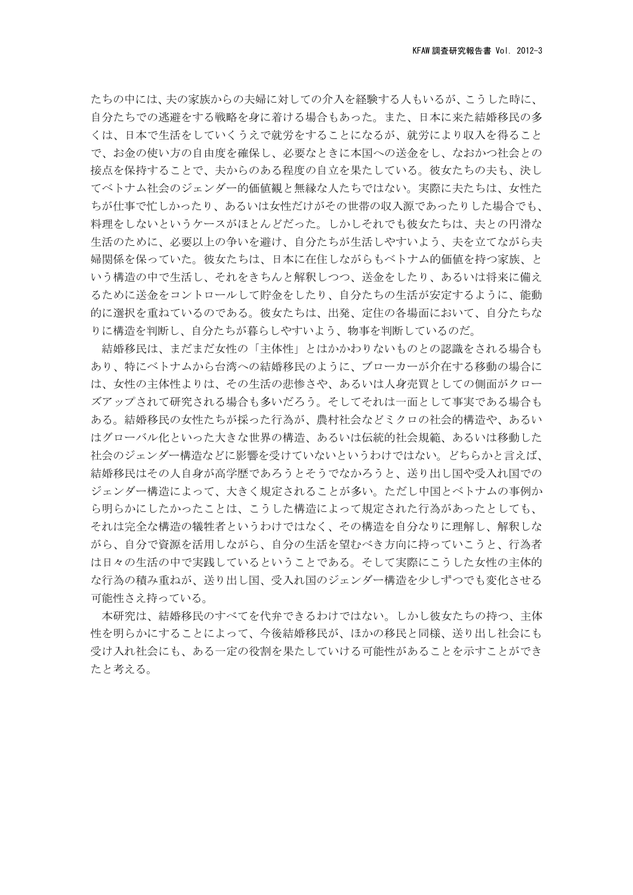たちの中には、夫の家族からの夫婦に対しての介入を経験する人もいるが、こうした時に、自分たちでの逃避をする戦略を身に着ける場合もあった。また、日本に来た結婚移民の多くは、日本で生活をしていくうえで就労をすることになるが、就労により収入を得ることで、お金の使い方の自由度を確保し、必要なときに本国への送金をし、なおかつ社会との接点を保持することで、夫からのある程度の自立を果たしている。彼女たちの夫も、決してベトナム社会のジェンダー的価値観と無縁な人たちではない。実際に夫たちは、女性たちが仕事で忙しかったり、あるいは女性だけがその世帯の収入源であったりした場合でも、料理をしないというケースがほとんどだった。しかしそれでも彼女たちは、夫との円滑な生活のために、必要以上の争いを避け、自分たちが生活しやすいよう、夫を立てながら夫婦関係を保っていた。彼女たちは、日本に在住しながらもベトナム的価値を持つ家族、という構造の中で生活し、それをきちんと解釈しつつ、送金をしたり、あるいは将来に備えるために送金をコントロールして貯金をしたり、自分たちの生活が安定するように、能動的に選択を重ねているのである。彼女たちは、出発、定住の各場面において、自分たちなりに構造を判断し、自分たちが暮らしやすいよう、物事を判断しているのだ。

結婚移民は、まだまだ女性の「主体性」とはかかわりないものとの認識をされる場合もあり、特にベトナムから台湾への結婚移民のように、ブローカーが介在する移動の場合には、女性の主体性よりは、その生活の悲惨さや、あるいは人身売買としての側面がクローズアップされて研究される場合も多いだろう。そしてそれは一面として事実である場合もある。結婚移民の女性たちが採った行為が、農村社会などミクロの社会的構造や、あるいはグローバル化といった大きな世界の構造、あるいは伝統的社会規範、あるいは移動した社会のジェンダー構造などに影響を受けていないというわけではない。どちらかと言えば、結婚移民はその人自身が高学歴であろうとそうでなかろうと、送り出し国や受入れ国でのジェンダー構造によって、大きく規定されることが多い。ただし中国とベトナムの事例から明らかにしたかったことは、こうした構造によって規定された行為があったとしても、それは完全な構造の犠牲者というわけではなく、その構造を自分なりに理解し、解釈しながら、自分で資源を活用しながら、自分の生活を望むべき方向に持っていこうと、行為者は日々の生活の中で実践しているということである。そして実際にこうした女性の主体的な行為の積み重ねが、送り出し国、受入れ国のジェンダー構造を少しずつでも変化させる可能性さえ持っている。

本研究は、結婚移民のすべてを代弁できるわけではない。しかし彼女たちの持つ、主体性を明らかにすることによって、今後結婚移民が、ほかの移民と同様、送り出し社会にも受け入れ社会にも、ある一定の役割を果たしていける可能性があることを示すことができたと考える。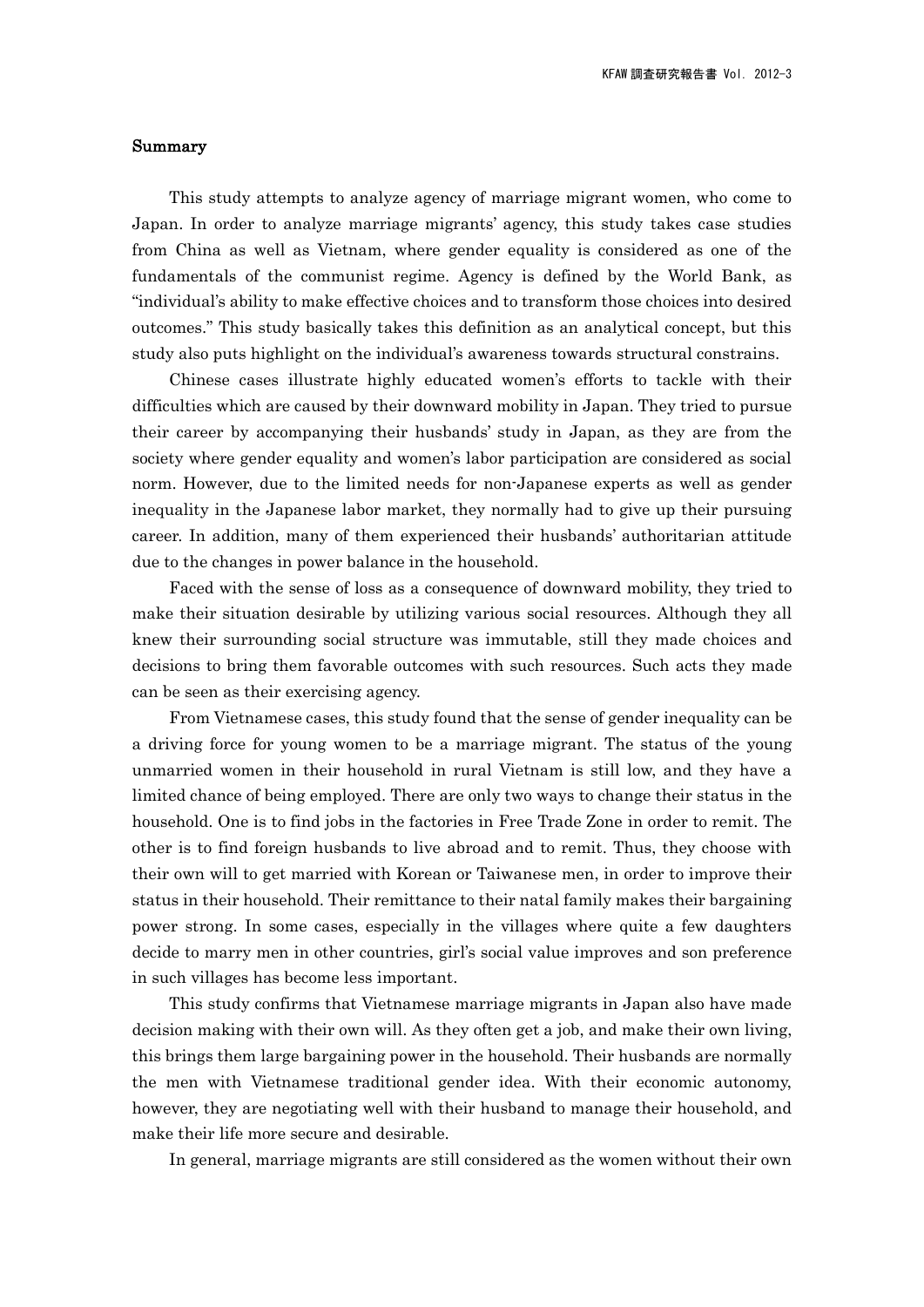## Summary

This study attempts to analyze agency of marriage migrant women, who come to Japan. In order to analyze marriage migrants' agency, this study takes case studies from China as well as Vietnam, where gender equality is considered as one of the fundamentals of the communist regime. Agency is defined by the World Bank, as "individual's ability to make effective choices and to transform those choices into desired outcomes." This study basically takes this definition as an analytical concept, but this study also puts highlight on the individual's awareness towards structural constrains.

Chinese cases illustrate highly educated women's efforts to tackle with their difficulties which are caused by their downward mobility in Japan. They tried to pursue their career by accompanying their husbands' study in Japan, as they are from the society where gender equality and women's labor participation are considered as social norm. However, due to the limited needs for non-Japanese experts as well as gender inequality in the Japanese labor market, they normally had to give up their pursuing career. In addition, many of them experienced their husbands' authoritarian attitude due to the changes in power balance in the household.

Faced with the sense of loss as a consequence of downward mobility, they tried to make their situation desirable by utilizing various social resources. Although they all knew their surrounding social structure was immutable, still they made choices and decisions to bring them favorable outcomes with such resources. Such acts they made can be seen as their exercising agency.

From Vietnamese cases, this study found that the sense of gender inequality can be a driving force for young women to be a marriage migrant. The status of the young unmarried women in their household in rural Vietnam is still low, and they have a limited chance of being employed. There are only two ways to change their status in the household. One is to find jobs in the factories in Free Trade Zone in order to remit. The other is to find foreign husbands to live abroad and to remit. Thus, they choose with their own will to get married with Korean or Taiwanese men, in order to improve their status in their household. Their remittance to their natal family makes their bargaining power strong. In some cases, especially in the villages where quite a few daughters decide to marry men in other countries, girl's social value improves and son preference in such villages has become less important.

This study confirms that Vietnamese marriage migrants in Japan also have made decision making with their own will. As they often get a job, and make their own living, this brings them large bargaining power in the household. Their husbands are normally the men with Vietnamese traditional gender idea. With their economic autonomy, however, they are negotiating well with their husband to manage their household, and make their life more secure and desirable.

In general, marriage migrants are still considered as the women without their own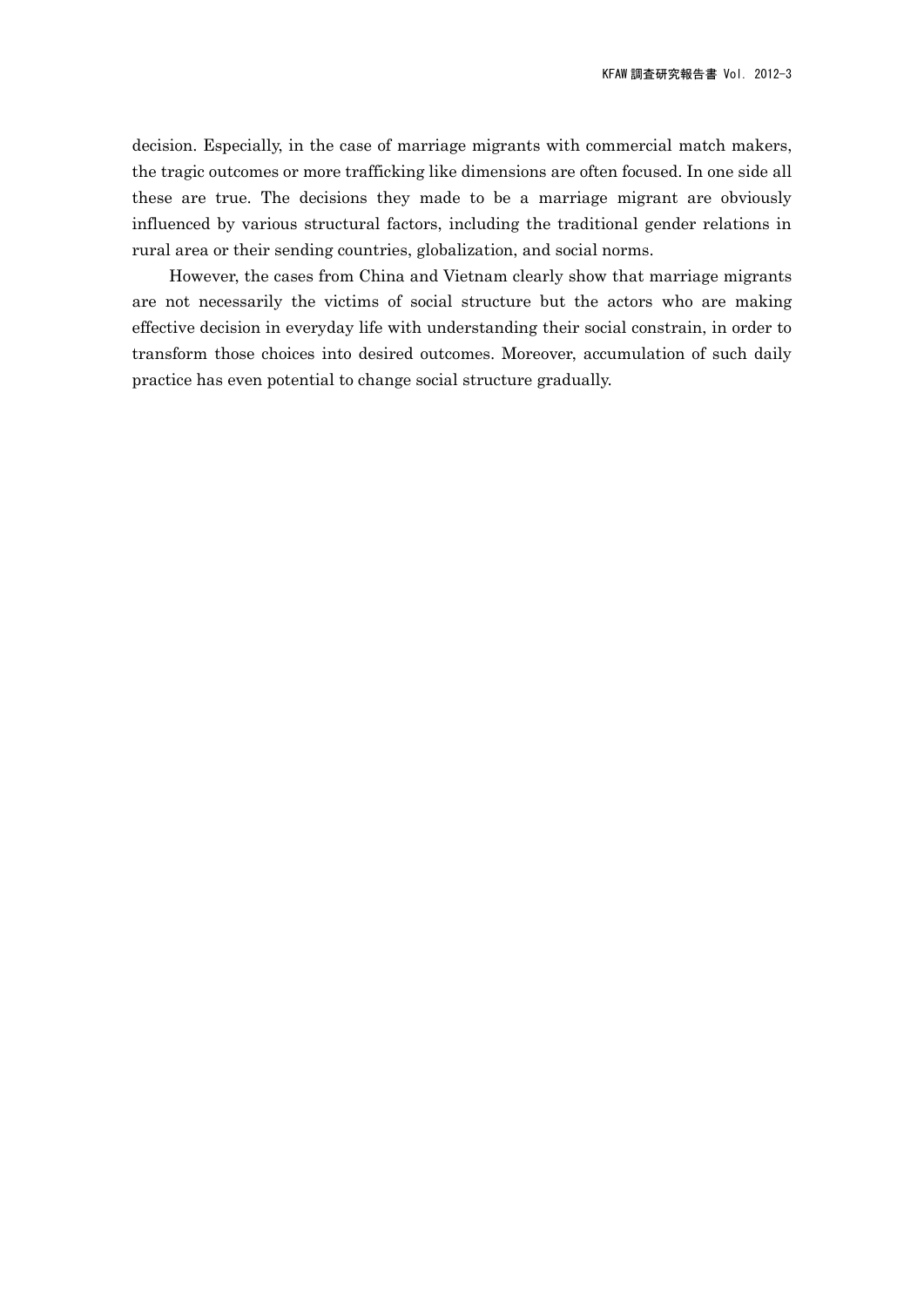decision. Especially, in the case of marriage migrants with commercial match makers, the tragic outcomes or more trafficking like dimensions are often focused. In one side all these are true. The decisions they made to be a marriage migrant are obviously influenced by various structural factors, including the traditional gender relations in rural area or their sending countries, globalization, and social norms.

However, the cases from China and Vietnam clearly show that marriage migrants are not necessarily the victims of social structure but the actors who are making effective decision in everyday life with understanding their social constrain, in order to transform those choices into desired outcomes. Moreover, accumulation of such daily practice has even potential to change social structure gradually.